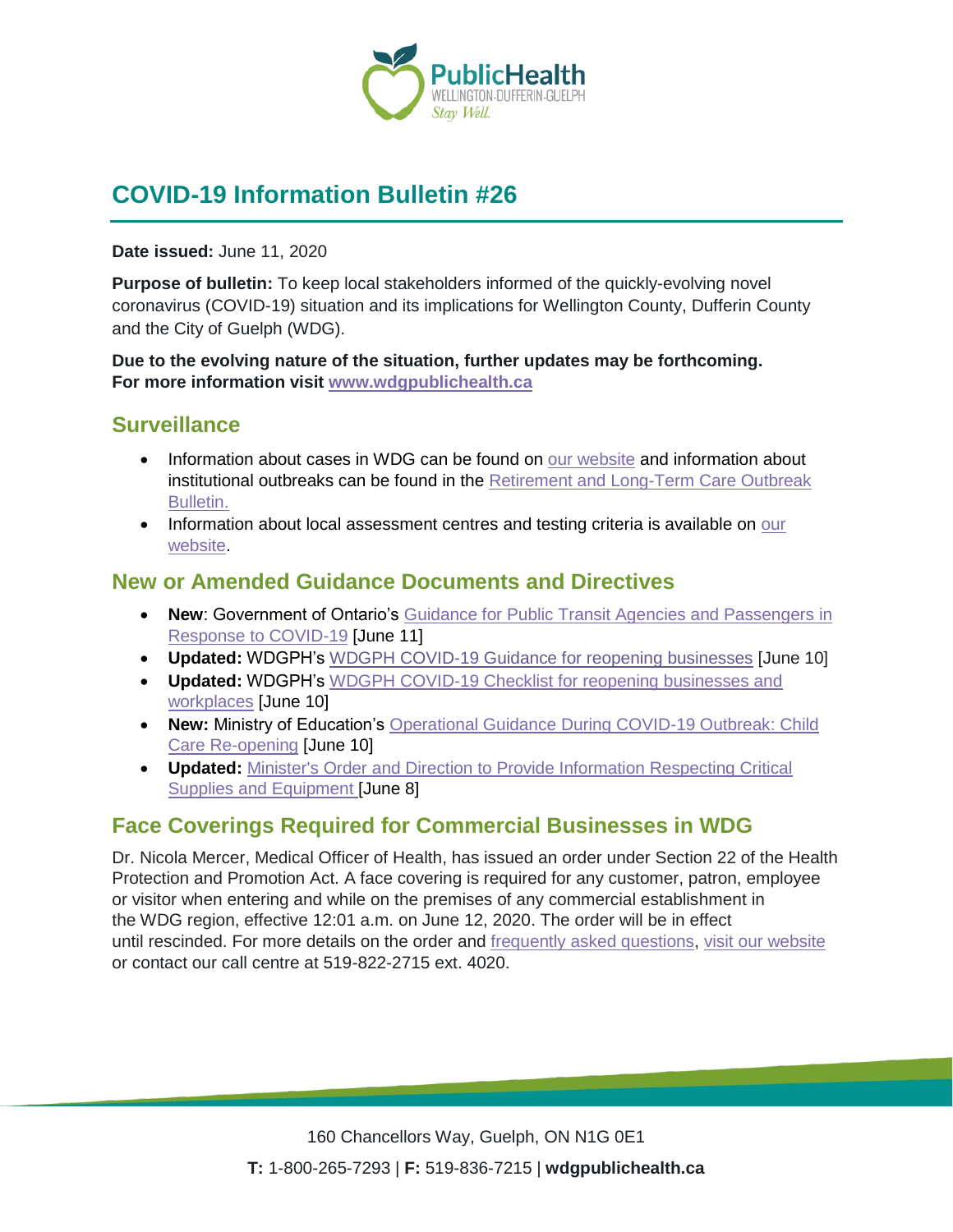# COVID-19 Information Bulletin #26

**Date issued:** June 11, 2020

**Purpose of bulletin:** To keep local stakeholders informed of the quickly-evolving novel coronavirus (COVID-19) situation and its implications for Wellington County, Dufferin County and the City of Guelph (WDG).

**Due to the evolving nature of the situation, further updates may be forthcoming. For more information visit www.wdgpublichealth.ca**

## Surveillance

- Information about cases in WDG can be found on our website and information about institutional outbreaks can be found in the Retirement and Long-Term Care Outbreak Bulletin.
- Information about local assessment centres and testing criteria is available on our website.

## New or Amended Guidance Documents and Directives

- **New**: Government of Ontario's Guidance for Public Transit Agencies and Passengers in Response to COVID-19 [June 11]
- **Updated:** WDGPH's WDGPH COVID-19 Guidance for reopening businesses [June 10]
- **Updated:** WDGPH's WDGPH COVID-19 Checklist for reopening businesses and workplaces [June 10]
- **New:** Ministry of Education's Operational Guidance During COVID-19 Outbreak: Child Care Re-opening [June 10]
- **Updated:** Minister's Order and Direction to Provide Information Respecting Critical Supplies and Equipment [June 8]

## Face Coverings Required for Commercial Businesses in WDG

Dr. Nicola Mercer, Medical Officer of Health, has issued an order under Section 22 of the Health Protection and Promotion Act. A face covering is required for any customer, patron, employee or visitor when entering and while on the premises of any commercial establishment in the WDG region, effective 12:01 a.m. on June 12, 2020. The order will be in effect until rescinded. For more details on the order and frequently asked questions, visit our website or contact our call centre at 519-822-2715 ext. 4020.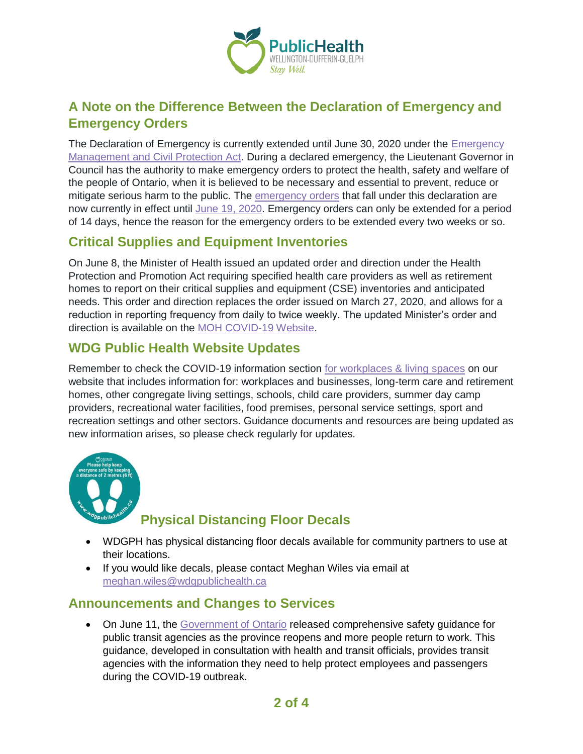## A Note on the Difference Between the Declaration of Emergency and Emergency Orders

The Declaration of Emergency is currently extended until June 30, 2020 under the [Emergency Management and Civil Protection Act](). During a declared emergency, the Lieutenant Governor in Council has the authority to make emergency orders to protect the health, safety and welfare of the people of Ontario, when it is believed to be necessary and essential to prevent, reduce or mitigate serious harm to the public. The [emergency orders]() that fall under this declaration are now currently in effect until [June 19, 2020](). Emergency orders can only be extended for a period of 14 days, hence the reason for the emergency orders to be extended every two weeks or so.

## Critical Supplies and Equipment Inventories

On June 8, the Minister of Health issued an updated order and direction under the Health Protection and Promotion Act requiring specified health care providers as well as retirement homes to report on their critical supplies and equipment (CSE) inventories and anticipated needs. This order and direction replaces the order issued on March 27, 2020, and allows for a reduction in reporting frequency from daily to twice weekly. The updated Minister's order and direction is available on the [MOH COVID-19 Website]().

## WDG Public Health Website Updates

Remember to check the COVID-19 information section [for workplaces & living spaces]() on our website that includes information for: workplaces and businesses, long-term care and retirement homes, other congregate living settings, schools, child care providers, summer day camp providers, recreational water facilities, food premises, personal service settings, sport and recreation settings and other sectors. Guidance documents and resources are being updated as new information arises, so please check regularly for updates.

## Physical Distancing Floor Decals

- WDGPH has physical distancing floor decals available for community partners to use at their locations.
- If you would like decals, please contact Meghan Wiles via email at [meghan.wiles@wdgpublichealth.ca]()

## Announcements and Changes to Services

- On June 11, the [Government of Ontario]() released comprehensive safety guidance for public transit agencies as the province reopens and more people return to work. This guidance, developed in consultation with health and transit officials, provides transit agencies with the information they need to help protect employees and passengers during the COVID-19 outbreak.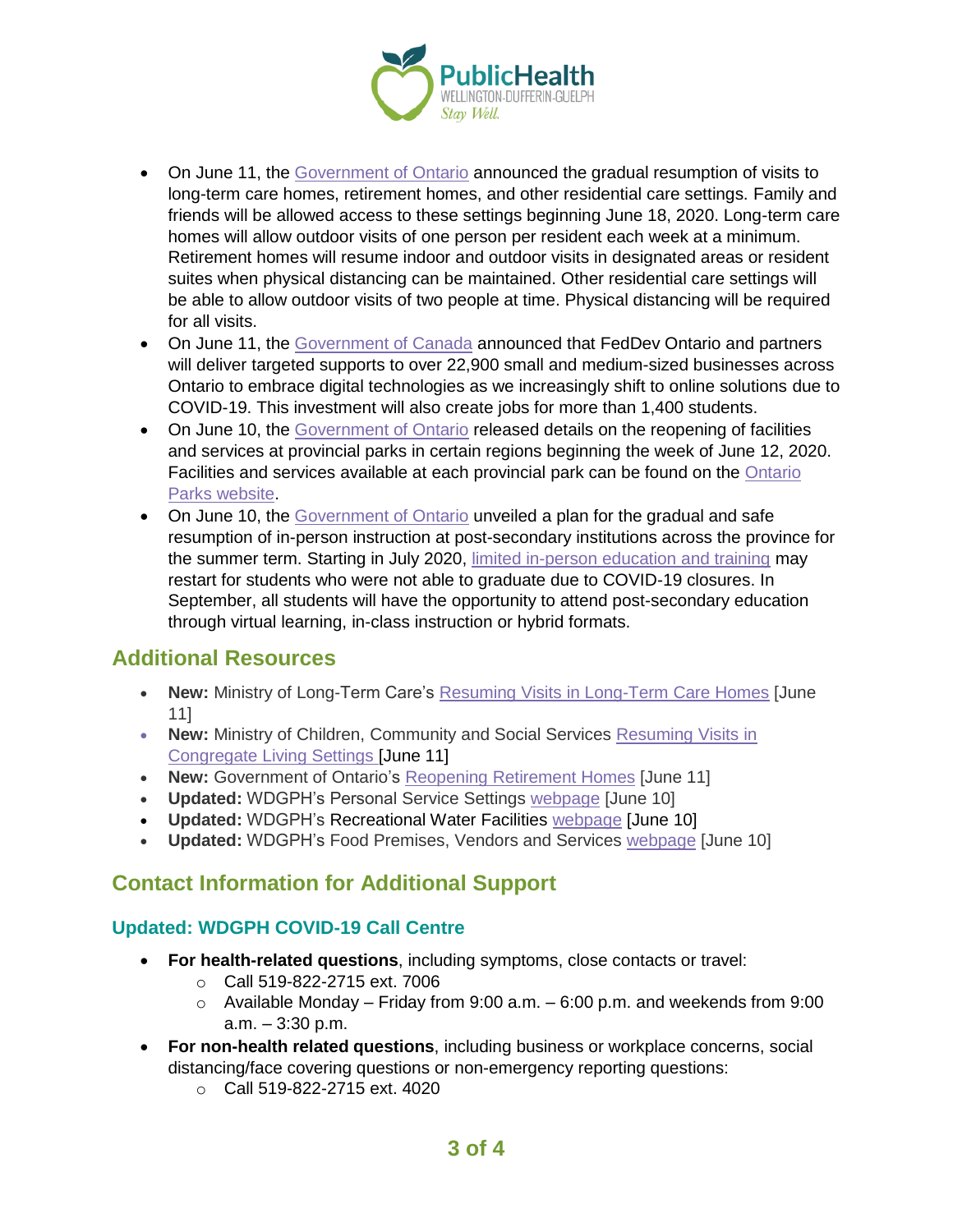- On June 11, the Government of Ontario announced the gradual resumption of visits to long-term care homes, retirement homes, and other residential care settings. Family and friends will be allowed access to these settings beginning June 18, 2020. Long-term care homes will allow outdoor visits of one person per resident each week at a minimum. Retirement homes will resume indoor and outdoor visits in designated areas or resident suites when physical distancing can be maintained. Other residential care settings will be able to allow outdoor visits of two people at time. Physical distancing will be required for all visits.
- On June 11, the Government of Canada announced that FedDev Ontario and partners will deliver targeted supports to over 22,900 small and medium-sized businesses across Ontario to embrace digital technologies as we increasingly shift to online solutions due to COVID-19. This investment will also create jobs for more than 1,400 students.
- On June 10, the Government of Ontario released details on the reopening of facilities and services at provincial parks in certain regions beginning the week of June 12, 2020. Facilities and services available at each provincial park can be found on the Ontario Parks website.
- On June 10, the Government of Ontario unveiled a plan for the gradual and safe resumption of in-person instruction at post-secondary institutions across the province for the summer term. Starting in July 2020, limited in-person education and training may restart for students who were not able to graduate due to COVID-19 closures. In September, all students will have the opportunity to attend post-secondary education through virtual learning, in-class instruction or hybrid formats.

## Additional Resources

- **New:** Ministry of Long-Term Care's Resuming Visits in Long-Term Care Homes [June 11]
- **New:** Ministry of Children, Community and Social Services Resuming Visits in Congregate Living Settings [June 11]
- **New:** Government of Ontario's Reopening Retirement Homes [June 11]
- **Updated:** WDGPH's Personal Service Settings webpage [June 10]
- **Updated:** WDGPH's Recreational Water Facilities webpage [June 10]
- **Updated:** WDGPH's Food Premises, Vendors and Services webpage [June 10]

## Contact Information for Additional Support

### Updated: WDGPH COVID-19 Call Centre

- **For health-related questions**, including symptoms, close contacts or travel:
  - Call 519-822-2715 ext. 7006
  - Available Monday – Friday from 9:00 a.m. – 6:00 p.m. and weekends from 9:00 a.m. – 3:30 p.m.
- **For non-health related questions**, including business or workplace concerns, social distancing/face covering questions or non-emergency reporting questions:
  - Call 519-822-2715 ext. 4020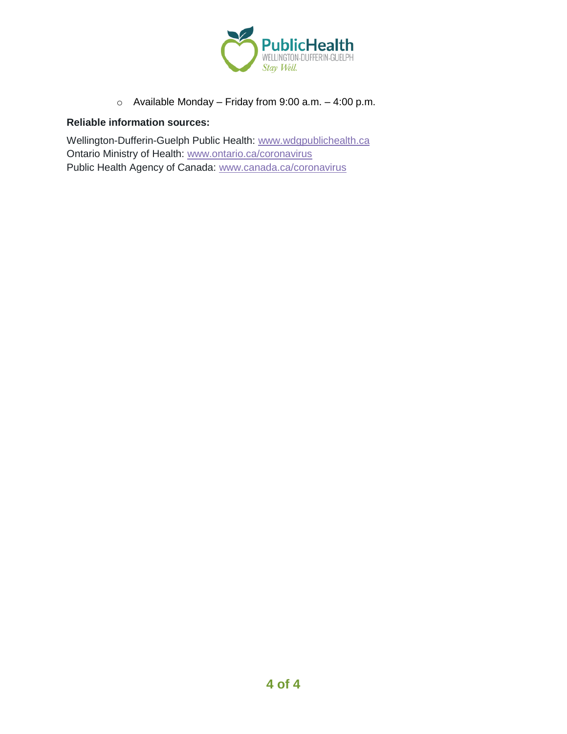- Available Monday – Friday from 9:00 a.m. – 4:00 p.m.

**Reliable information sources:**

Wellington-Dufferin-Guelph Public Health: [www.wdgpublichealth.ca](http://www.wdgpublichealth.ca)
Ontario Ministry of Health: [www.ontario.ca/coronavirus](http://www.ontario.ca/coronavirus)
Public Health Agency of Canada: [www.canada.ca/coronavirus](http://www.canada.ca/coronavirus)